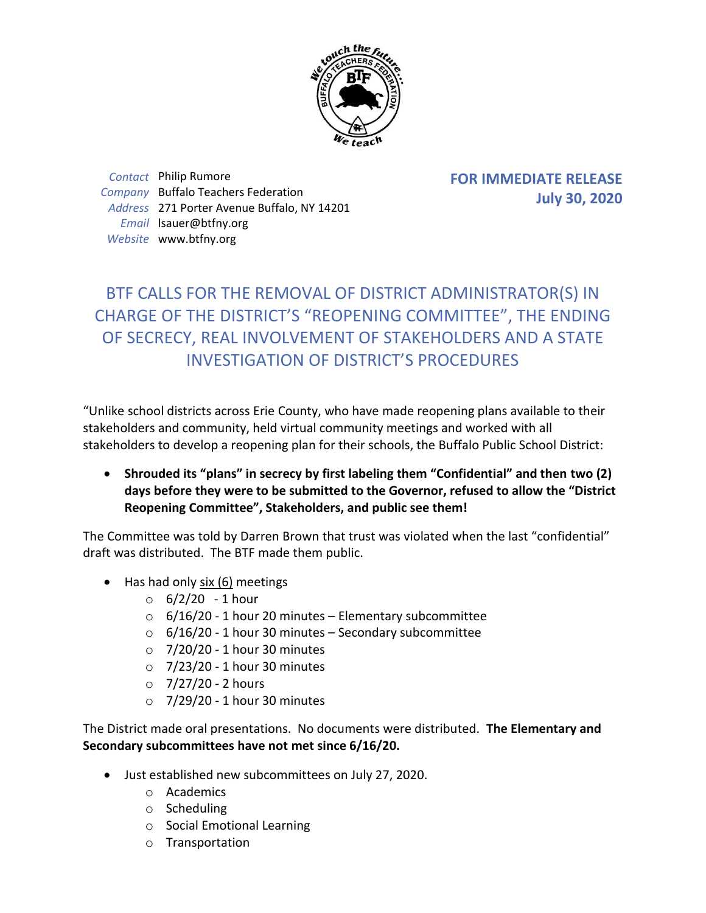Contact Philip Rumore
Company Buffalo Teachers Federation
Address 271 Porter Avenue Buffalo, NY 14201
Email lsauer@btfny.org
Website www.btfny.org

**FOR IMMEDIATE RELEASE**
**July 30, 2020**

# BTF CALLS FOR THE REMOVAL OF DISTRICT ADMINISTRATOR(S) IN CHARGE OF THE DISTRICT'S "REOPENING COMMITTEE", THE ENDING OF SECRECY, REAL INVOLVEMENT OF STAKEHOLDERS AND A STATE INVESTIGATION OF DISTRICT'S PROCEDURES

"Unlike school districts across Erie County, who have made reopening plans available to their stakeholders and community, held virtual community meetings and worked with all stakeholders to develop a reopening plan for their schools, the Buffalo Public School District:

- **Shrouded its "plans" in secrecy by first labeling them "Confidential" and then two (2) days before they were to be submitted to the Governor, refused to allow the "District Reopening Committee", Stakeholders, and public see them!**

The Committee was told by Darren Brown that trust was violated when the last "confidential" draft was distributed. The BTF made them public.

- Has had only six (6) meetings
  - 6/2/20 - 1 hour
  - 6/16/20 - 1 hour 20 minutes – Elementary subcommittee
  - 6/16/20 - 1 hour 30 minutes – Secondary subcommittee
  - 7/20/20 - 1 hour 30 minutes
  - 7/23/20 - 1 hour 30 minutes
  - 7/27/20 - 2 hours
  - 7/29/20 - 1 hour 30 minutes

The District made oral presentations. No documents were distributed. **The Elementary and Secondary subcommittees have not met since 6/16/20.**

- Just established new subcommittees on July 27, 2020.
  - Academics
  - Scheduling
  - Social Emotional Learning
  - Transportation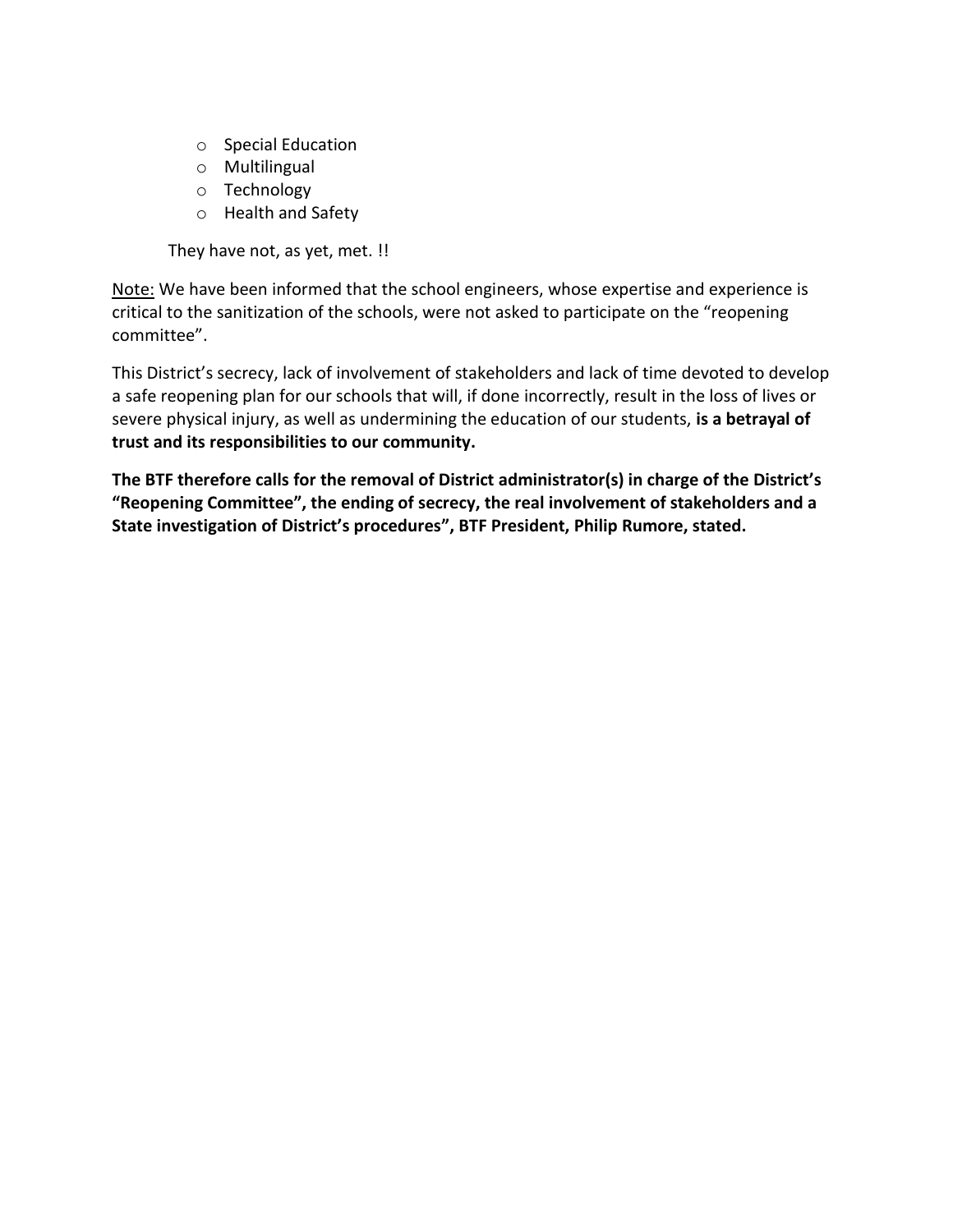- Special Education
- Multilingual
- Technology
- Health and Safety

They have not, as yet, met. !!

Note: We have been informed that the school engineers, whose expertise and experience is critical to the sanitization of the schools, were not asked to participate on the "reopening committee".

This District's secrecy, lack of involvement of stakeholders and lack of time devoted to develop a safe reopening plan for our schools that will, if done incorrectly, result in the loss of lives or severe physical injury, as well as undermining the education of our students, **is a betrayal of trust and its responsibilities to our community.**

**The BTF therefore calls for the removal of District administrator(s) in charge of the District's "Reopening Committee", the ending of secrecy, the real involvement of stakeholders and a State investigation of District's procedures", BTF President, Philip Rumore, stated.**